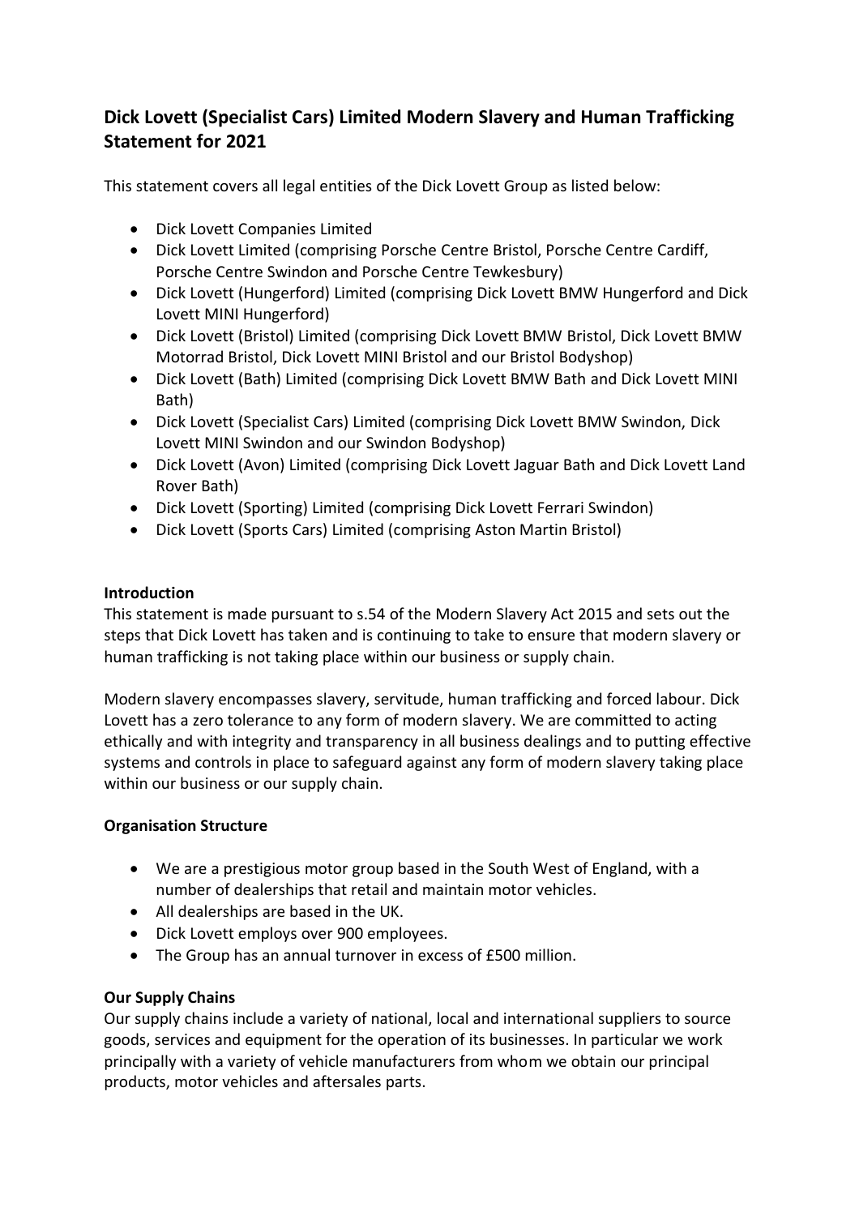# Dick Lovett (Specialist Cars) Limited Modern Slavery and Human Trafficking Statement for 2021

This statement covers all legal entities of the Dick Lovett Group as listed below:

- Dick Lovett Companies Limited
- Dick Lovett Limited (comprising Porsche Centre Bristol, Porsche Centre Cardiff, Porsche Centre Swindon and Porsche Centre Tewkesbury)
- Dick Lovett (Hungerford) Limited (comprising Dick Lovett BMW Hungerford and Dick Lovett MINI Hungerford)
- Dick Lovett (Bristol) Limited (comprising Dick Lovett BMW Bristol, Dick Lovett BMW Motorrad Bristol, Dick Lovett MINI Bristol and our Bristol Bodyshop)
- Dick Lovett (Bath) Limited (comprising Dick Lovett BMW Bath and Dick Lovett MINI Bath)
- Dick Lovett (Specialist Cars) Limited (comprising Dick Lovett BMW Swindon, Dick Lovett MINI Swindon and our Swindon Bodyshop)
- Dick Lovett (Avon) Limited (comprising Dick Lovett Jaguar Bath and Dick Lovett Land Rover Bath)
- Dick Lovett (Sporting) Limited (comprising Dick Lovett Ferrari Swindon)
- Dick Lovett (Sports Cars) Limited (comprising Aston Martin Bristol)

## Introduction

This statement is made pursuant to s.54 of the Modern Slavery Act 2015 and sets out the steps that Dick Lovett has taken and is continuing to take to ensure that modern slavery or human trafficking is not taking place within our business or supply chain.

Modern slavery encompasses slavery, servitude, human trafficking and forced labour. Dick Lovett has a zero tolerance to any form of modern slavery. We are committed to acting ethically and with integrity and transparency in all business dealings and to putting effective systems and controls in place to safeguard against any form of modern slavery taking place within our business or our supply chain.

## Organisation Structure

- We are a prestigious motor group based in the South West of England, with a number of dealerships that retail and maintain motor vehicles.
- All dealerships are based in the UK.
- Dick Lovett employs over 900 employees.
- The Group has an annual turnover in excess of £500 million.

## Our Supply Chains

Our supply chains include a variety of national, local and international suppliers to source goods, services and equipment for the operation of its businesses. In particular we work principally with a variety of vehicle manufacturers from whom we obtain our principal products, motor vehicles and aftersales parts.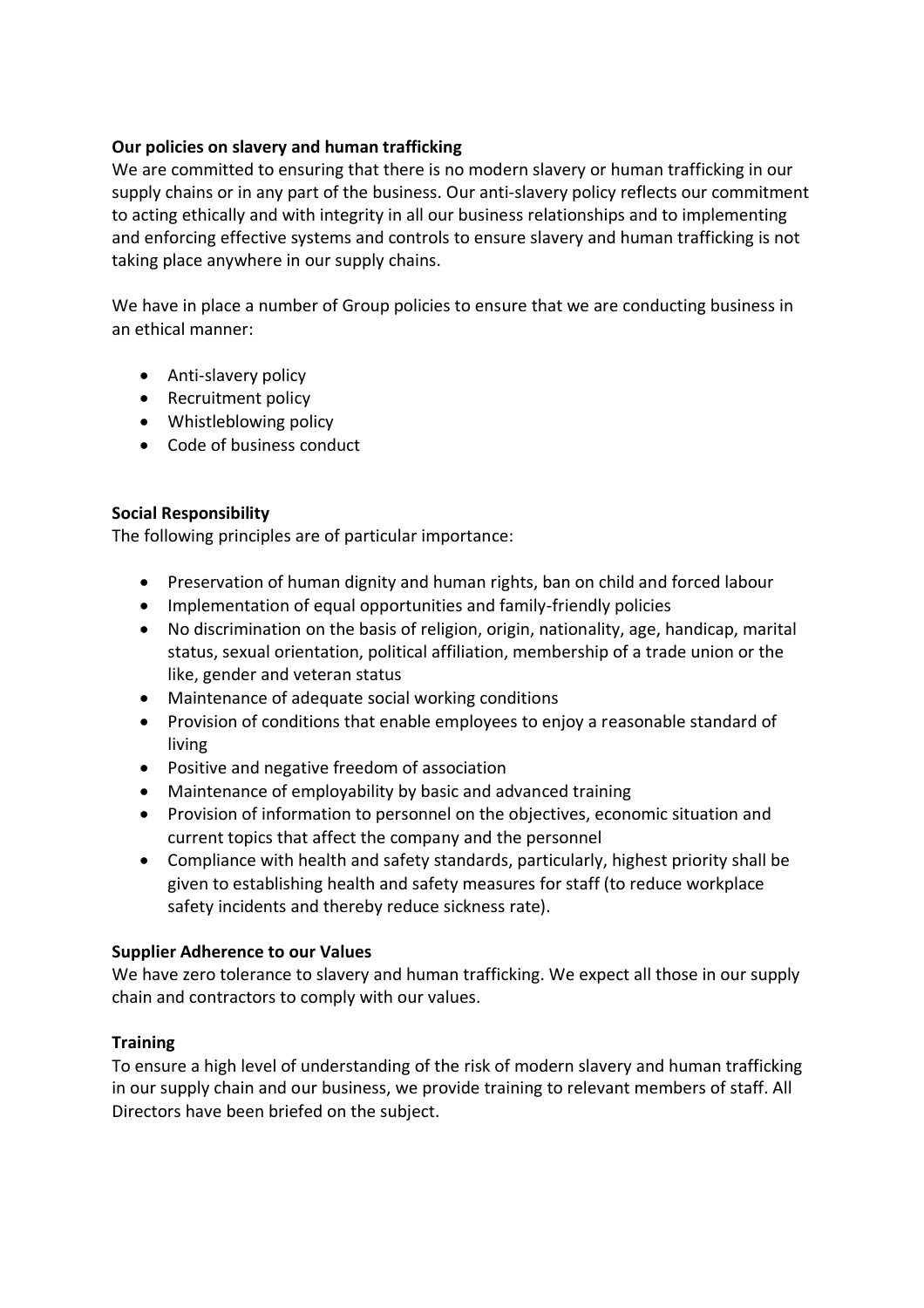**Our policies on slavery and human trafficking**

We are committed to ensuring that there is no modern slavery or human trafficking in our supply chains or in any part of the business. Our anti-slavery policy reflects our commitment to acting ethically and with integrity in all our business relationships and to implementing and enforcing effective systems and controls to ensure slavery and human trafficking is not taking place anywhere in our supply chains.

We have in place a number of Group policies to ensure that we are conducting business in an ethical manner:

- Anti-slavery policy
- Recruitment policy
- Whistleblowing policy
- Code of business conduct

**Social Responsibility**

The following principles are of particular importance:

- Preservation of human dignity and human rights, ban on child and forced labour
- Implementation of equal opportunities and family-friendly policies
- No discrimination on the basis of religion, origin, nationality, age, handicap, marital status, sexual orientation, political affiliation, membership of a trade union or the like, gender and veteran status
- Maintenance of adequate social working conditions
- Provision of conditions that enable employees to enjoy a reasonable standard of living
- Positive and negative freedom of association
- Maintenance of employability by basic and advanced training
- Provision of information to personnel on the objectives, economic situation and current topics that affect the company and the personnel
- Compliance with health and safety standards, particularly, highest priority shall be given to establishing health and safety measures for staff (to reduce workplace safety incidents and thereby reduce sickness rate).

**Supplier Adherence to our Values**

We have zero tolerance to slavery and human trafficking. We expect all those in our supply chain and contractors to comply with our values.

**Training**

To ensure a high level of understanding of the risk of modern slavery and human trafficking in our supply chain and our business, we provide training to relevant members of staff. All Directors have been briefed on the subject.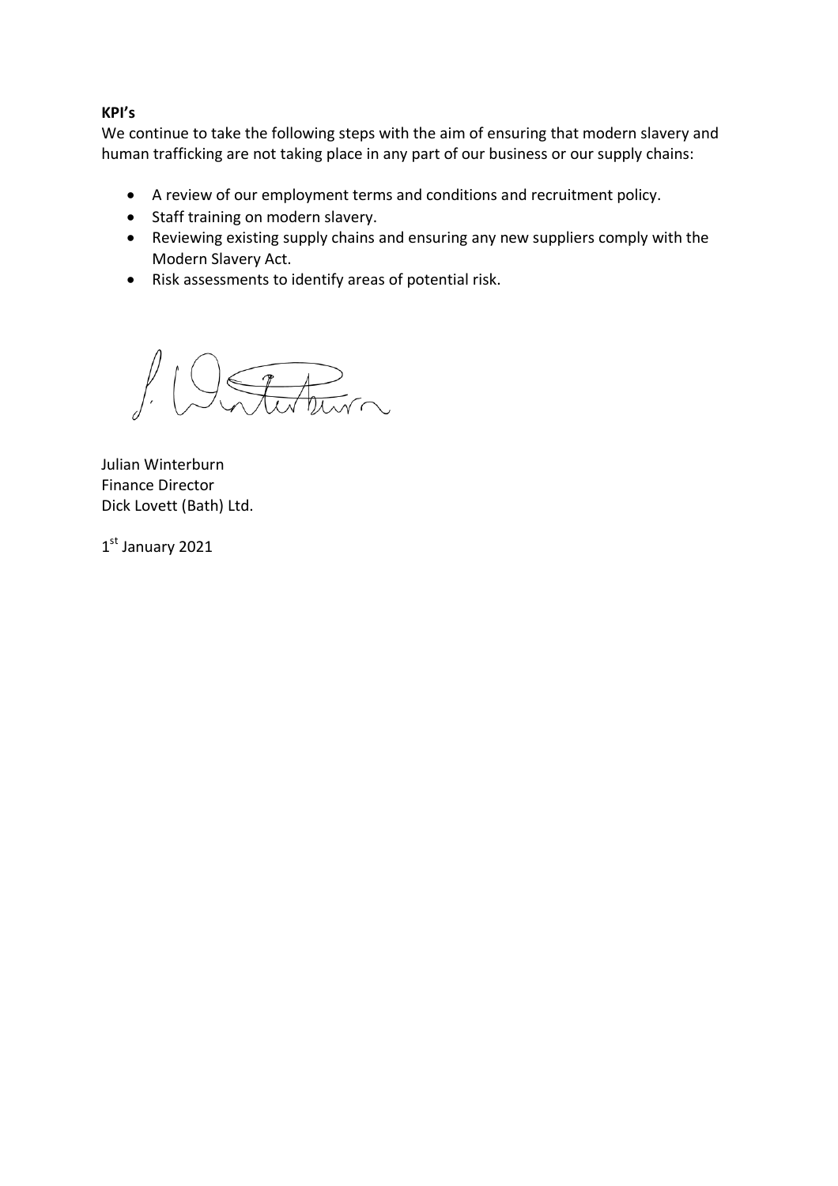**KPI's**

We continue to take the following steps with the aim of ensuring that modern slavery and human trafficking are not taking place in any part of our business or our supply chains:

- A review of our employment terms and conditions and recruitment policy.
- Staff training on modern slavery.
- Reviewing existing supply chains and ensuring any new suppliers comply with the Modern Slavery Act.
- Risk assessments to identify areas of potential risk.

Julian Winterburn
Finance Director
Dick Lovett (Bath) Ltd.

1st January 2021